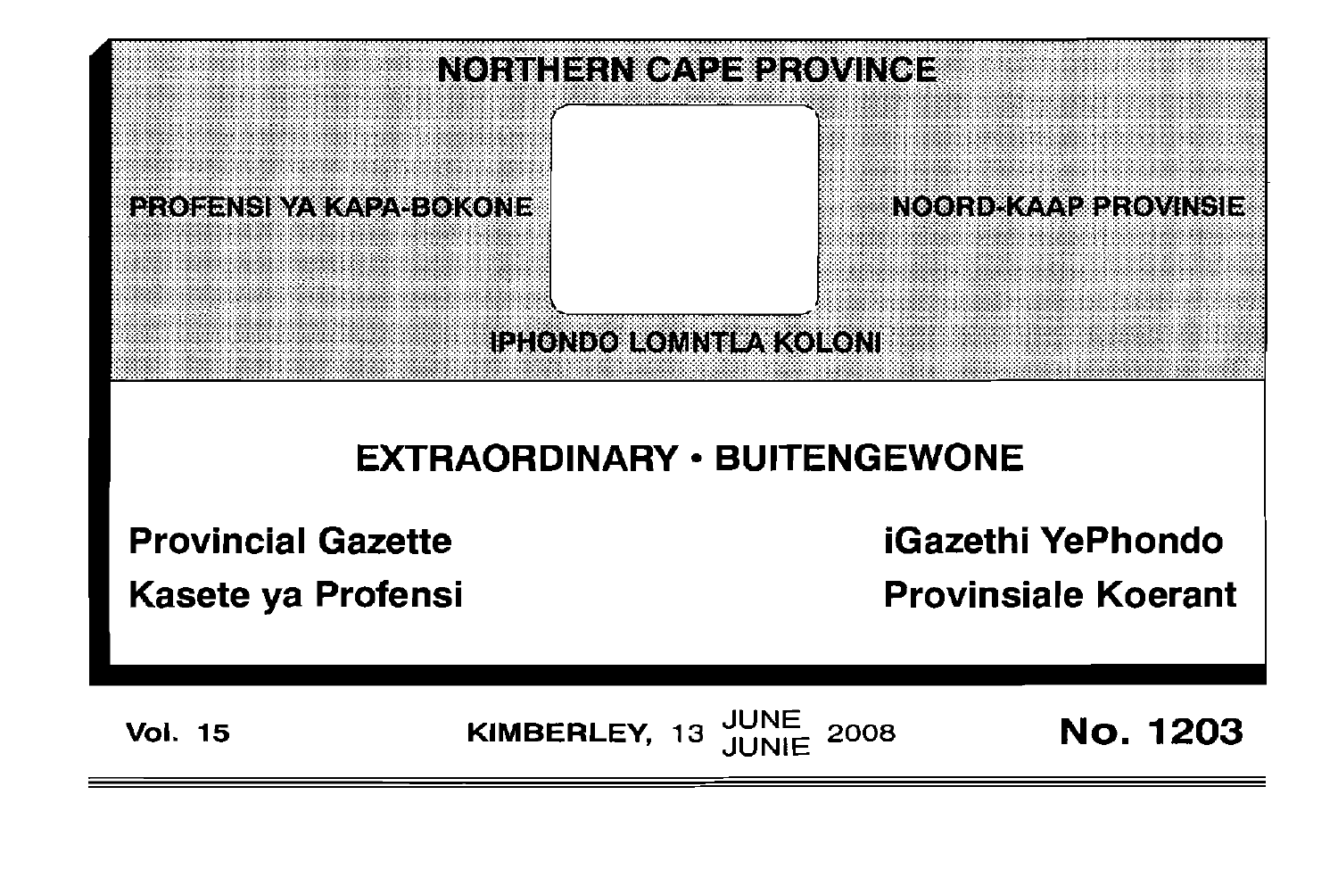# NORTHERN CAPE PROVINCE

PROFENSI YA KAPA-BOKONE

NOORD-KAAP PROVINSIE

IPHONDO LOMNTLA KOLONI

## EXTRAORDINARY • BUITENGEWONE

**Provincial Gazette**

**Kasete ya Profensi**

**iGazethi YePhondo**

**Provinsiale Koerant**

**Vol. 15** KIMBERLEY, 13 JUNE / JUNIE 2008 **No. 1203**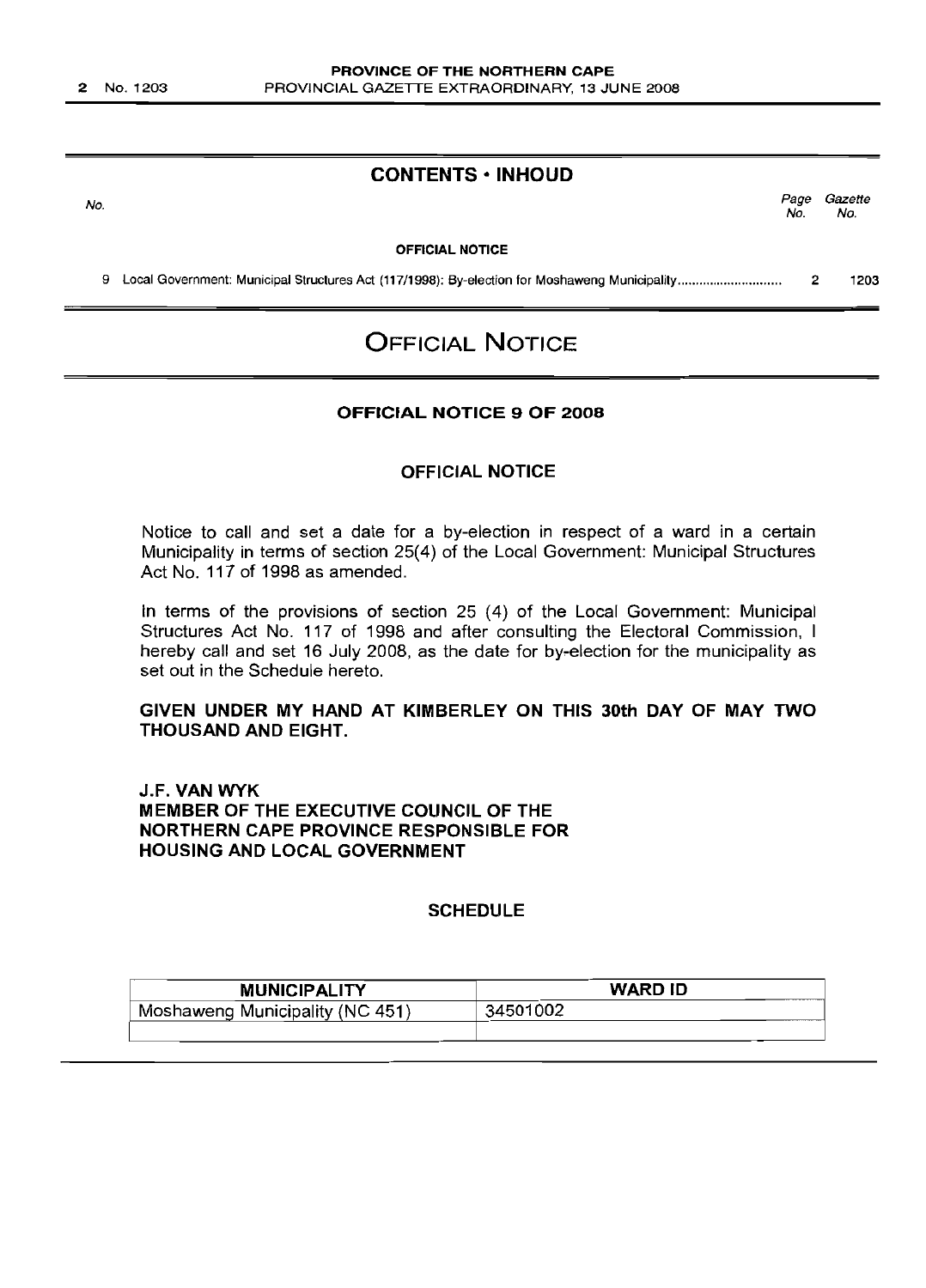## CONTENTS • INHOUD

| No. | | Page No. | Gazette No. |
|---|---|---|---|
| | **OFFICIAL NOTICE** | | |
| 9 | Local Government: Municipal Structures Act (117/1998): By-election for Moshaweng Municipality | 2 | 1203 |

# OFFICIAL NOTICE

## OFFICIAL NOTICE 9 OF 2008

### OFFICIAL NOTICE

Notice to call and set a date for a by-election in respect of a ward in a certain Municipality in terms of section 25(4) of the Local Government: Municipal Structures Act No. 117 of 1998 as amended.

In terms of the provisions of section 25 (4) of the Local Government: Municipal Structures Act No. 117 of 1998 and after consulting the Electoral Commission, I hereby call and set 16 July 2008, as the date for by-election for the municipality as set out in the Schedule hereto.

**GIVEN UNDER MY HAND AT KIMBERLEY ON THIS 30th DAY OF MAY TWO THOUSAND AND EIGHT.**

**J.F. VAN WYK**
**MEMBER OF THE EXECUTIVE COUNCIL OF THE NORTHERN CAPE PROVINCE RESPONSIBLE FOR HOUSING AND LOCAL GOVERNMENT**

### SCHEDULE

| MUNICIPALITY | WARD ID |
|---|---|
| Moshaweng Municipality (NC 451) | 34501002 |
| | |